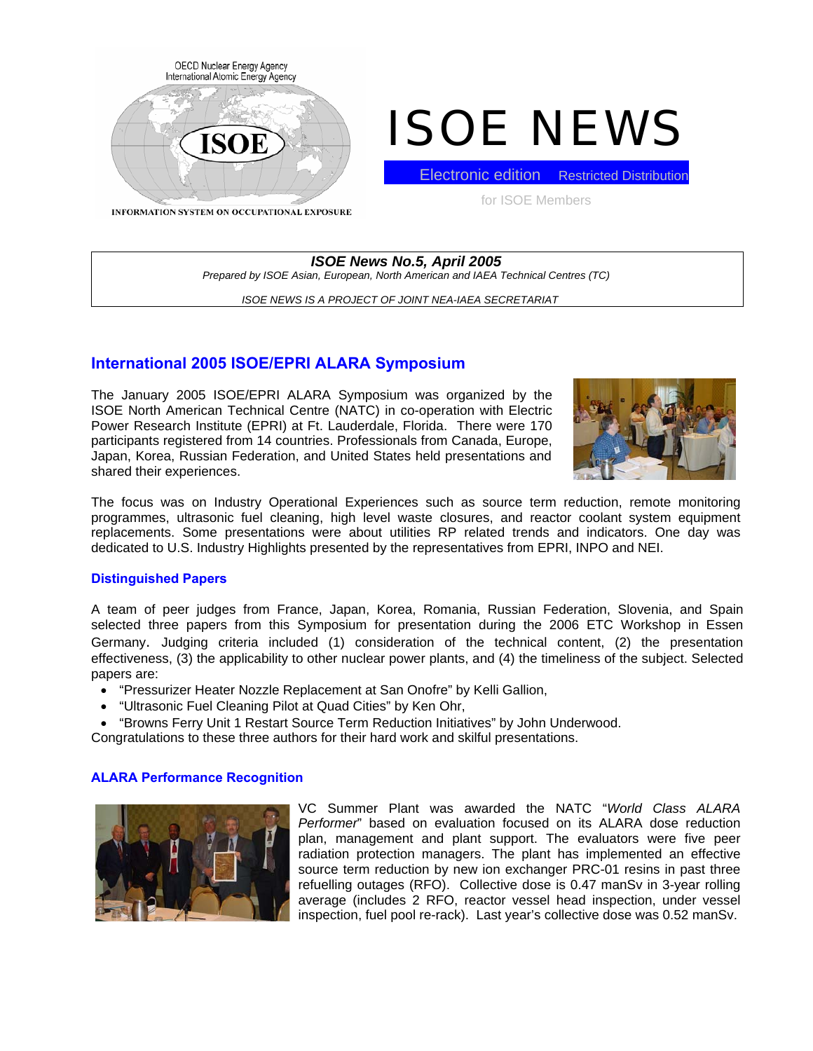OECD Nuclear Energy Agency
International Atomic Energy Agency

ISOE

INFORMATION SYSTEM ON OCCUPATIONAL EXPOSURE

# ISOE NEWS

Electronic edition Restricted Distribution

for ISOE Members

***ISOE News No.5, April 2005***

*Prepared by ISOE Asian, European, North American and IAEA Technical Centres (TC)*

*ISOE NEWS IS A PROJECT OF JOINT NEA-IAEA SECRETARIAT*

## International 2005 ISOE/EPRI ALARA Symposium

The January 2005 ISOE/EPRI ALARA Symposium was organized by the ISOE North American Technical Centre (NATC) in co-operation with Electric Power Research Institute (EPRI) at Ft. Lauderdale, Florida. There were 170 participants registered from 14 countries. Professionals from Canada, Europe, Japan, Korea, Russian Federation, and United States held presentations and shared their experiences.

The focus was on Industry Operational Experiences such as source term reduction, remote monitoring programmes, ultrasonic fuel cleaning, high level waste closures, and reactor coolant system equipment replacements. Some presentations were about utilities RP related trends and indicators. One day was dedicated to U.S. Industry Highlights presented by the representatives from EPRI, INPO and NEI.

### Distinguished Papers

A team of peer judges from France, Japan, Korea, Romania, Russian Federation, Slovenia, and Spain selected three papers from this Symposium for presentation during the 2006 ETC Workshop in Essen Germany. Judging criteria included (1) consideration of the technical content, (2) the presentation effectiveness, (3) the applicability to other nuclear power plants, and (4) the timeliness of the subject. Selected papers are:

- "Pressurizer Heater Nozzle Replacement at San Onofre" by Kelli Gallion,
- "Ultrasonic Fuel Cleaning Pilot at Quad Cities" by Ken Ohr,
- "Browns Ferry Unit 1 Restart Source Term Reduction Initiatives" by John Underwood.

Congratulations to these three authors for their hard work and skilful presentations.

### ALARA Performance Recognition

VC Summer Plant was awarded the NATC "*World Class ALARA Performer*" based on evaluation focused on its ALARA dose reduction plan, management and plant support. The evaluators were five peer radiation protection managers. The plant has implemented an effective source term reduction by new ion exchanger PRC-01 resins in past three refuelling outages (RFO). Collective dose is 0.47 manSv in 3-year rolling average (includes 2 RFO, reactor vessel head inspection, under vessel inspection, fuel pool re-rack). Last year's collective dose was 0.52 manSv.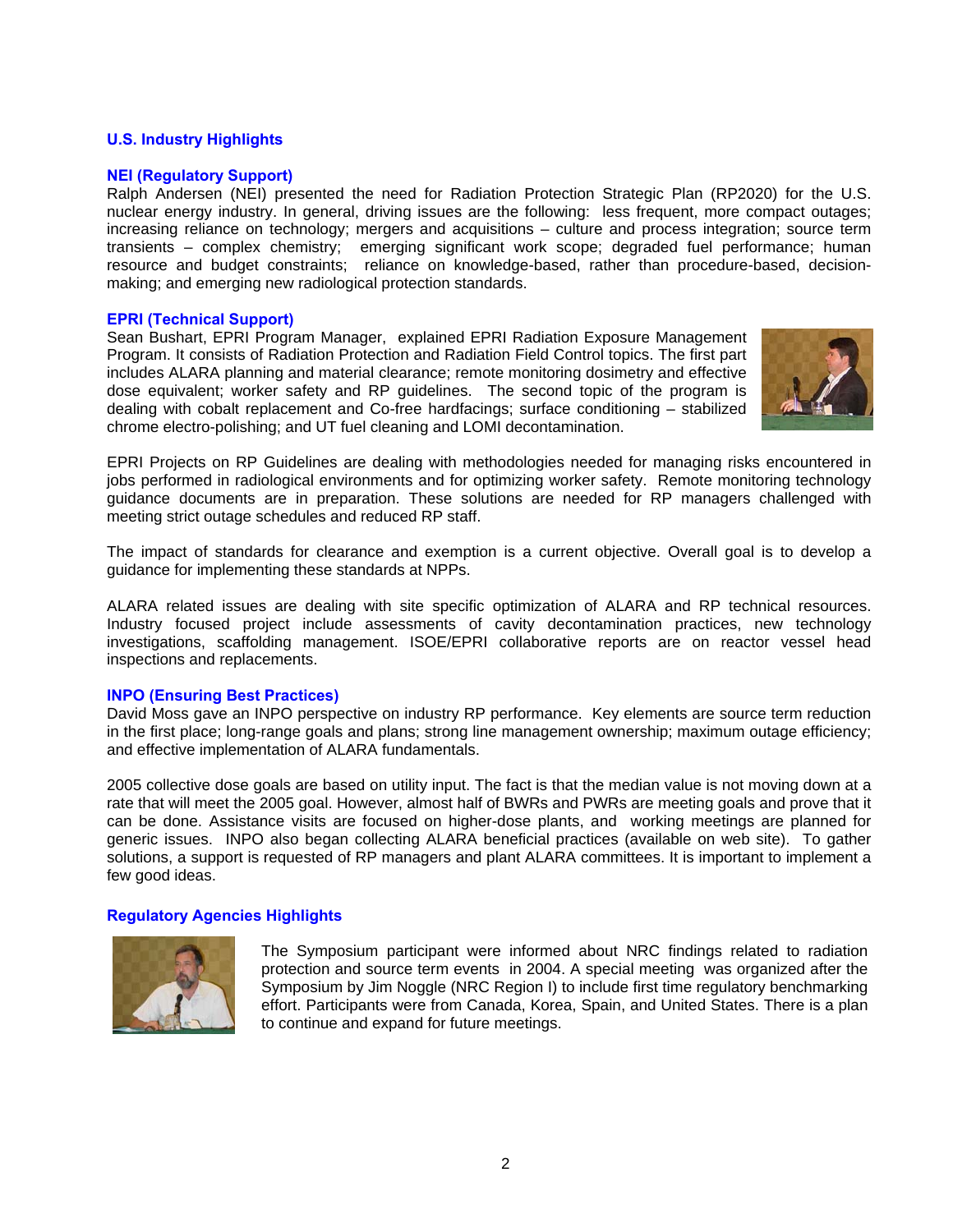## U.S. Industry Highlights

### NEI (Regulatory Support)

Ralph Andersen (NEI) presented the need for Radiation Protection Strategic Plan (RP2020) for the U.S. nuclear energy industry. In general, driving issues are the following: less frequent, more compact outages; increasing reliance on technology; mergers and acquisitions – culture and process integration; source term transients – complex chemistry; emerging significant work scope; degraded fuel performance; human resource and budget constraints; reliance on knowledge-based, rather than procedure-based, decision-making; and emerging new radiological protection standards.

### EPRI (Technical Support)

Sean Bushart, EPRI Program Manager, explained EPRI Radiation Exposure Management Program. It consists of Radiation Protection and Radiation Field Control topics. The first part includes ALARA planning and material clearance; remote monitoring dosimetry and effective dose equivalent; worker safety and RP guidelines. The second topic of the program is dealing with cobalt replacement and Co-free hardfacings; surface conditioning – stabilized chrome electro-polishing; and UT fuel cleaning and LOMI decontamination.

EPRI Projects on RP Guidelines are dealing with methodologies needed for managing risks encountered in jobs performed in radiological environments and for optimizing worker safety. Remote monitoring technology guidance documents are in preparation. These solutions are needed for RP managers challenged with meeting strict outage schedules and reduced RP staff.

The impact of standards for clearance and exemption is a current objective. Overall goal is to develop a guidance for implementing these standards at NPPs.

ALARA related issues are dealing with site specific optimization of ALARA and RP technical resources. Industry focused project include assessments of cavity decontamination practices, new technology investigations, scaffolding management. ISOE/EPRI collaborative reports are on reactor vessel head inspections and replacements.

### INPO (Ensuring Best Practices)

David Moss gave an INPO perspective on industry RP performance. Key elements are source term reduction in the first place; long-range goals and plans; strong line management ownership; maximum outage efficiency; and effective implementation of ALARA fundamentals.

2005 collective dose goals are based on utility input. The fact is that the median value is not moving down at a rate that will meet the 2005 goal. However, almost half of BWRs and PWRs are meeting goals and prove that it can be done. Assistance visits are focused on higher-dose plants, and working meetings are planned for generic issues. INPO also began collecting ALARA beneficial practices (available on web site). To gather solutions, a support is requested of RP managers and plant ALARA committees. It is important to implement a few good ideas.

## Regulatory Agencies Highlights

The Symposium participant were informed about NRC findings related to radiation protection and source term events in 2004. A special meeting was organized after the Symposium by Jim Noggle (NRC Region I) to include first time regulatory benchmarking effort. Participants were from Canada, Korea, Spain, and United States. There is a plan to continue and expand for future meetings.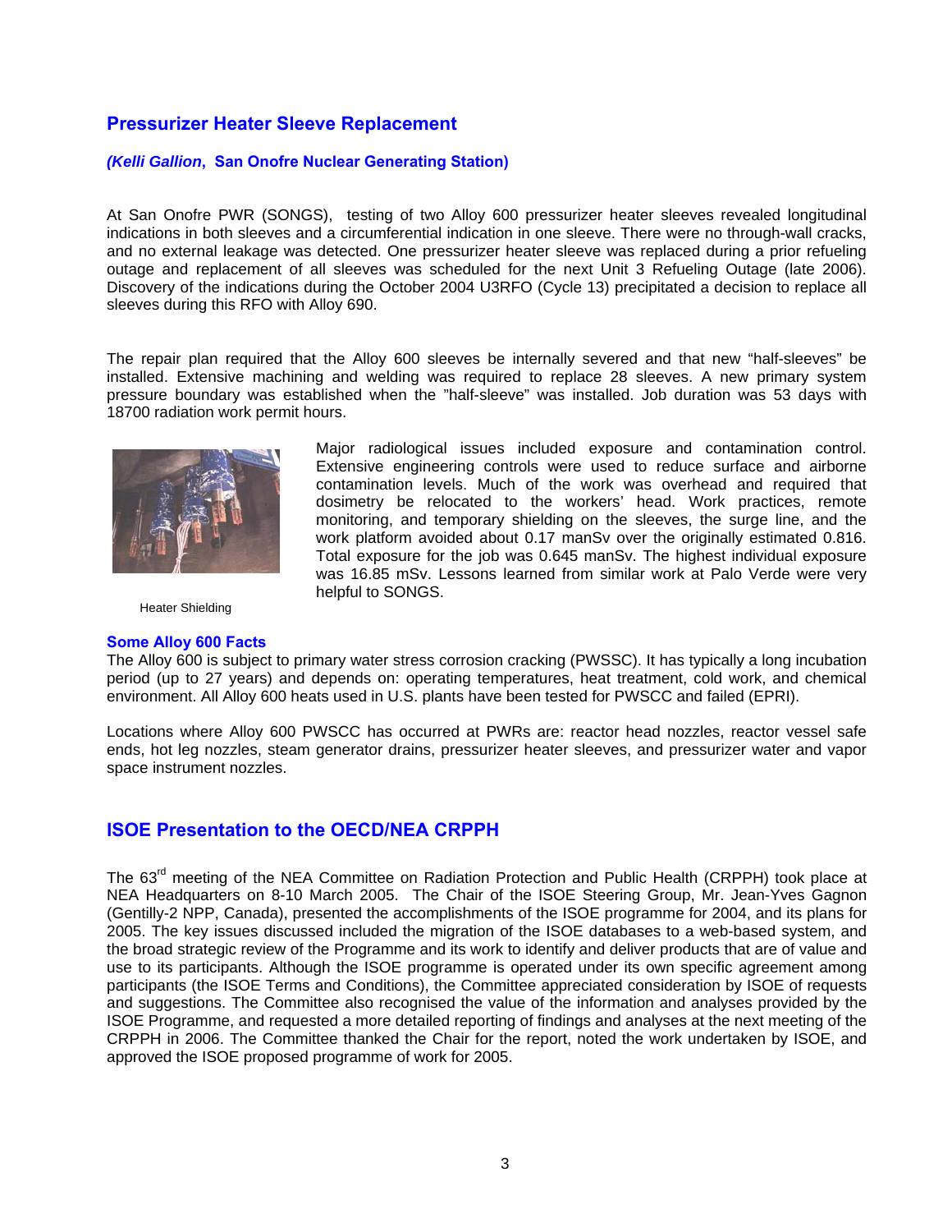## Pressurizer Heater Sleeve Replacement

***(Kelli Gallion*, San Onofre Nuclear Generating Station)**

At San Onofre PWR (SONGS), testing of two Alloy 600 pressurizer heater sleeves revealed longitudinal indications in both sleeves and a circumferential indication in one sleeve. There were no through-wall cracks, and no external leakage was detected. One pressurizer heater sleeve was replaced during a prior refueling outage and replacement of all sleeves was scheduled for the next Unit 3 Refueling Outage (late 2006). Discovery of the indications during the October 2004 U3RFO (Cycle 13) precipitated a decision to replace all sleeves during this RFO with Alloy 690.

The repair plan required that the Alloy 600 sleeves be internally severed and that new "half-sleeves" be installed. Extensive machining and welding was required to replace 28 sleeves. A new primary system pressure boundary was established when the "half-sleeve" was installed. Job duration was 53 days with 18700 radiation work permit hours.

Major radiological issues included exposure and contamination control. Extensive engineering controls were used to reduce surface and airborne contamination levels. Much of the work was overhead and required that dosimetry be relocated to the workers' head. Work practices, remote monitoring, and temporary shielding on the sleeves, the surge line, and the work platform avoided about 0.17 manSv over the originally estimated 0.816. Total exposure for the job was 0.645 manSv. The highest individual exposure was 16.85 mSv. Lessons learned from similar work at Palo Verde were very helpful to SONGS.

Heater Shielding

### Some Alloy 600 Facts

The Alloy 600 is subject to primary water stress corrosion cracking (PWSSC). It has typically a long incubation period (up to 27 years) and depends on: operating temperatures, heat treatment, cold work, and chemical environment. All Alloy 600 heats used in U.S. plants have been tested for PWSCC and failed (EPRI).

Locations where Alloy 600 PWSCC has occurred at PWRs are: reactor head nozzles, reactor vessel safe ends, hot leg nozzles, steam generator drains, pressurizer heater sleeves, and pressurizer water and vapor space instrument nozzles.

## ISOE Presentation to the OECD/NEA CRPPH

The 63rd meeting of the NEA Committee on Radiation Protection and Public Health (CRPPH) took place at NEA Headquarters on 8-10 March 2005. The Chair of the ISOE Steering Group, Mr. Jean-Yves Gagnon (Gentilly-2 NPP, Canada), presented the accomplishments of the ISOE programme for 2004, and its plans for 2005. The key issues discussed included the migration of the ISOE databases to a web-based system, and the broad strategic review of the Programme and its work to identify and deliver products that are of value and use to its participants. Although the ISOE programme is operated under its own specific agreement among participants (the ISOE Terms and Conditions), the Committee appreciated consideration by ISOE of requests and suggestions. The Committee also recognised the value of the information and analyses provided by the ISOE Programme, and requested a more detailed reporting of findings and analyses at the next meeting of the CRPPH in 2006. The Committee thanked the Chair for the report, noted the work undertaken by ISOE, and approved the ISOE proposed programme of work for 2005.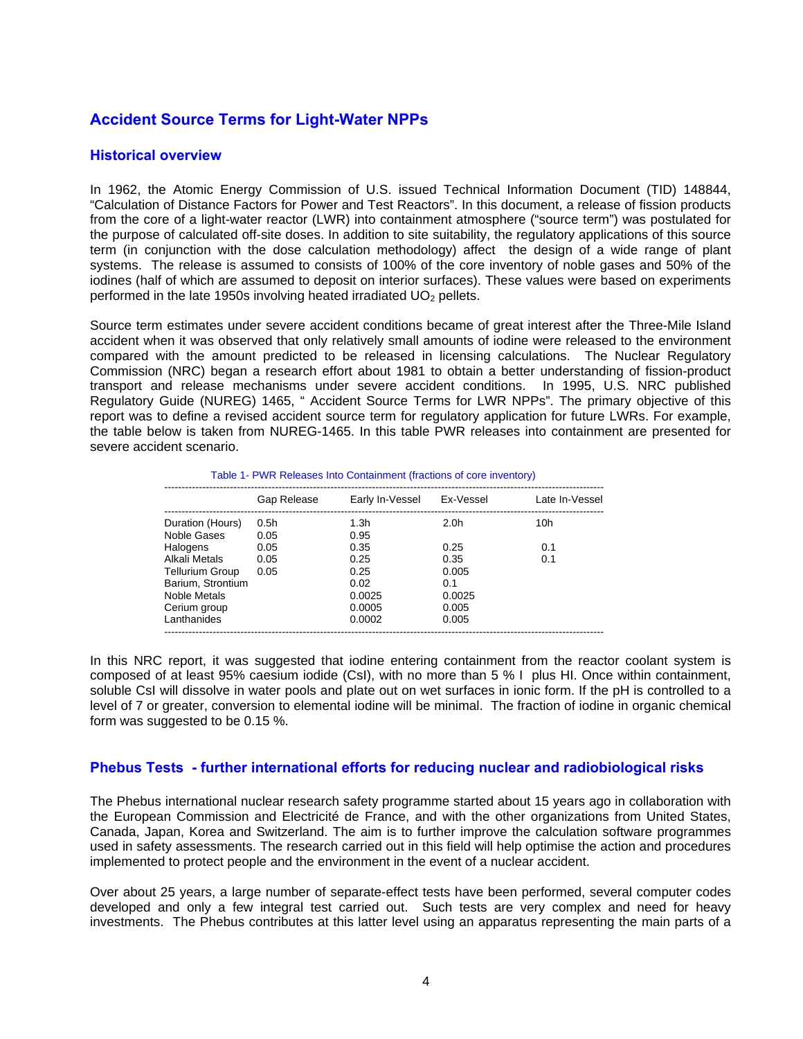## Accident Source Terms for Light-Water NPPs

### Historical overview

In 1962, the Atomic Energy Commission of U.S. issued Technical Information Document (TID) 148844, "Calculation of Distance Factors for Power and Test Reactors". In this document, a release of fission products from the core of a light-water reactor (LWR) into containment atmosphere ("source term") was postulated for the purpose of calculated off-site doses. In addition to site suitability, the regulatory applications of this source term (in conjunction with the dose calculation methodology) affect the design of a wide range of plant systems. The release is assumed to consists of 100% of the core inventory of noble gases and 50% of the iodines (half of which are assumed to deposit on interior surfaces). These values were based on experiments performed in the late 1950s involving heated irradiated $UO_2$ pellets.

Source term estimates under severe accident conditions became of great interest after the Three-Mile Island accident when it was observed that only relatively small amounts of iodine were released to the environment compared with the amount predicted to be released in licensing calculations. The Nuclear Regulatory Commission (NRC) began a research effort about 1981 to obtain a better understanding of fission-product transport and release mechanisms under severe accident conditions. In 1995, U.S. NRC published Regulatory Guide (NUREG) 1465, " Accident Source Terms for LWR NPPs". The primary objective of this report was to define a revised accident source term for regulatory application for future LWRs. For example, the table below is taken from NUREG-1465. In this table PWR releases into containment are presented for severe accident scenario.

Table 1- PWR Releases Into Containment (fractions of core inventory)

| | Gap Release | Early In-Vessel | Ex-Vessel | Late In-Vessel |
|---|---|---|---|---|
| Duration (Hours) | 0.5h | 1.3h | 2.0h | 10h |
| Noble Gases | 0.05 | 0.95 | | |
| Halogens | 0.05 | 0.35 | 0.25 | 0.1 |
| Alkali Metals | 0.05 | 0.25 | 0.35 | 0.1 |
| Tellurium Group | 0.05 | 0.25 | 0.005 | |
| Barium, Strontium | | 0.02 | 0.1 | |
| Noble Metals | | 0.0025 | 0.0025 | |
| Cerium group | | 0.0005 | 0.005 | |
| Lanthanides | | 0.0002 | 0.005 | |

In this NRC report, it was suggested that iodine entering containment from the reactor coolant system is composed of at least 95% caesium iodide (CsI), with no more than 5 % I plus HI. Once within containment, soluble CsI will dissolve in water pools and plate out on wet surfaces in ionic form. If the pH is controlled to a level of 7 or greater, conversion to elemental iodine will be minimal. The fraction of iodine in organic chemical form was suggested to be 0.15 %.

### Phebus Tests - further international efforts for reducing nuclear and radiobiological risks

The Phebus international nuclear research safety programme started about 15 years ago in collaboration with the European Commission and Electricité de France, and with the other organizations from United States, Canada, Japan, Korea and Switzerland. The aim is to further improve the calculation software programmes used in safety assessments. The research carried out in this field will help optimise the action and procedures implemented to protect people and the environment in the event of a nuclear accident.

Over about 25 years, a large number of separate-effect tests have been performed, several computer codes developed and only a few integral test carried out. Such tests are very complex and need for heavy investments. The Phebus contributes at this latter level using an apparatus representing the main parts of a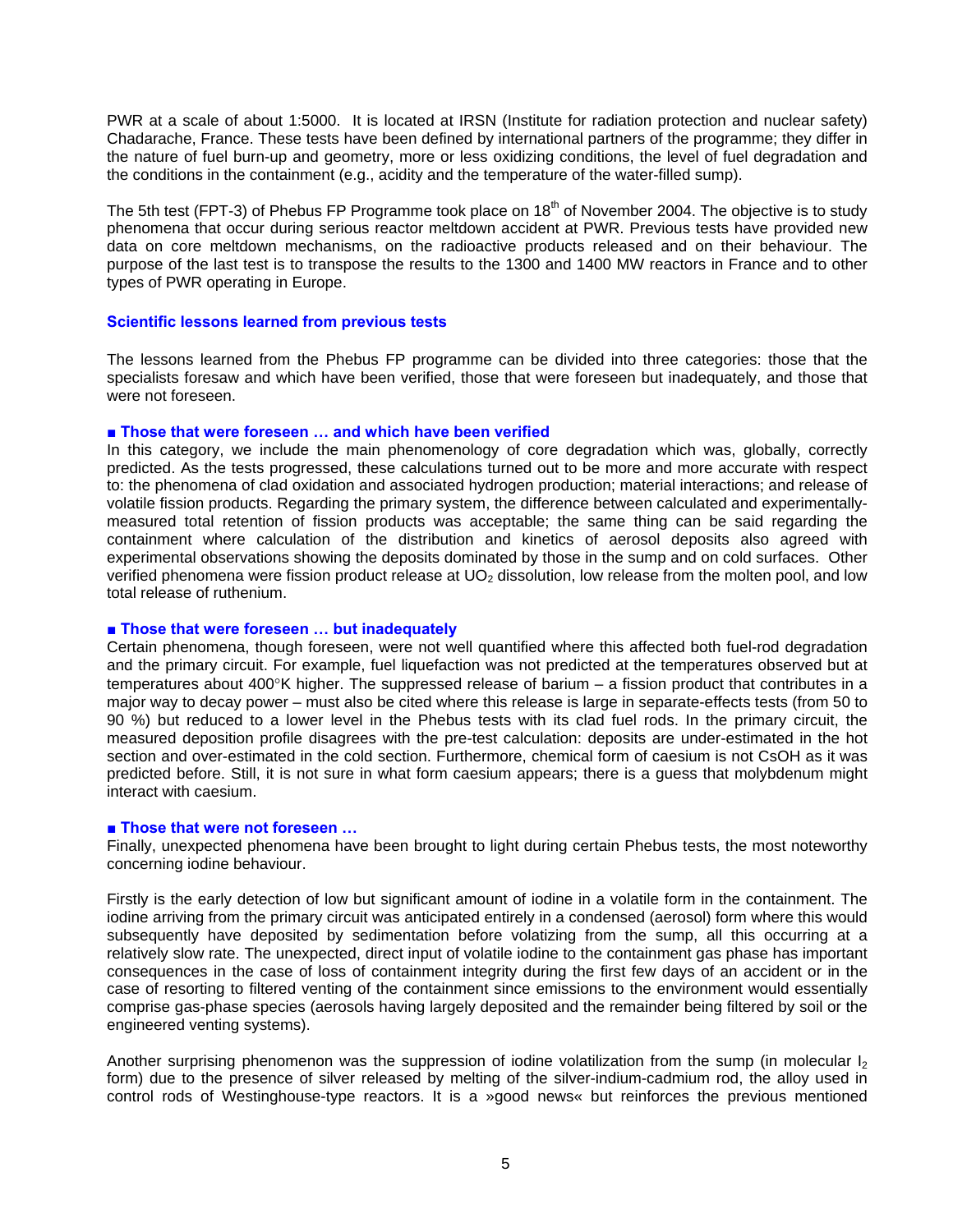PWR at a scale of about 1:5000. It is located at IRSN (Institute for radiation protection and nuclear safety) Chadarache, France. These tests have been defined by international partners of the programme; they differ in the nature of fuel burn-up and geometry, more or less oxidizing conditions, the level of fuel degradation and the conditions in the containment (e.g., acidity and the temperature of the water-filled sump).

The 5th test (FPT-3) of Phebus FP Programme took place on $18^{th}$ of November 2004. The objective is to study phenomena that occur during serious reactor meltdown accident at PWR. Previous tests have provided new data on core meltdown mechanisms, on the radioactive products released and on their behaviour. The purpose of the last test is to transpose the results to the 1300 and 1400 MW reactors in France and to other types of PWR operating in Europe.

### Scientific lessons learned from previous tests

The lessons learned from the Phebus FP programme can be divided into three categories: those that the specialists foresaw and which have been verified, those that were foreseen but inadequately, and those that were not foreseen.

#### ■ Those that were foreseen … and which have been verified

In this category, we include the main phenomenology of core degradation which was, globally, correctly predicted. As the tests progressed, these calculations turned out to be more and more accurate with respect to: the phenomena of clad oxidation and associated hydrogen production; material interactions; and release of volatile fission products. Regarding the primary system, the difference between calculated and experimentally-measured total retention of fission products was acceptable; the same thing can be said regarding the containment where calculation of the distribution and kinetics of aerosol deposits also agreed with experimental observations showing the deposits dominated by those in the sump and on cold surfaces. Other verified phenomena were fission product release at $UO_2$ dissolution, low release from the molten pool, and low total release of ruthenium.

#### ■ Those that were foreseen … but inadequately

Certain phenomena, though foreseen, were not well quantified where this affected both fuel-rod degradation and the primary circuit. For example, fuel liquefaction was not predicted at the temperatures observed but at temperatures about 400°K higher. The suppressed release of barium – a fission product that contributes in a major way to decay power – must also be cited where this release is large in separate-effects tests (from 50 to 90 %) but reduced to a lower level in the Phebus tests with its clad fuel rods. In the primary circuit, the measured deposition profile disagrees with the pre-test calculation: deposits are under-estimated in the hot section and over-estimated in the cold section. Furthermore, chemical form of caesium is not CsOH as it was predicted before. Still, it is not sure in what form caesium appears; there is a guess that molybdenum might interact with caesium.

#### ■ Those that were not foreseen …

Finally, unexpected phenomena have been brought to light during certain Phebus tests, the most noteworthy concerning iodine behaviour.

Firstly is the early detection of low but significant amount of iodine in a volatile form in the containment. The iodine arriving from the primary circuit was anticipated entirely in a condensed (aerosol) form where this would subsequently have deposited by sedimentation before volatizing from the sump, all this occurring at a relatively slow rate. The unexpected, direct input of volatile iodine to the containment gas phase has important consequences in the case of loss of containment integrity during the first few days of an accident or in the case of resorting to filtered venting of the containment since emissions to the environment would essentially comprise gas-phase species (aerosols having largely deposited and the remainder being filtered by soil or the engineered venting systems).

Another surprising phenomenon was the suppression of iodine volatilization from the sump (in molecular $I_2$ form) due to the presence of silver released by melting of the silver-indium-cadmium rod, the alloy used in control rods of Westinghouse-type reactors. It is a »good news« but reinforces the previous mentioned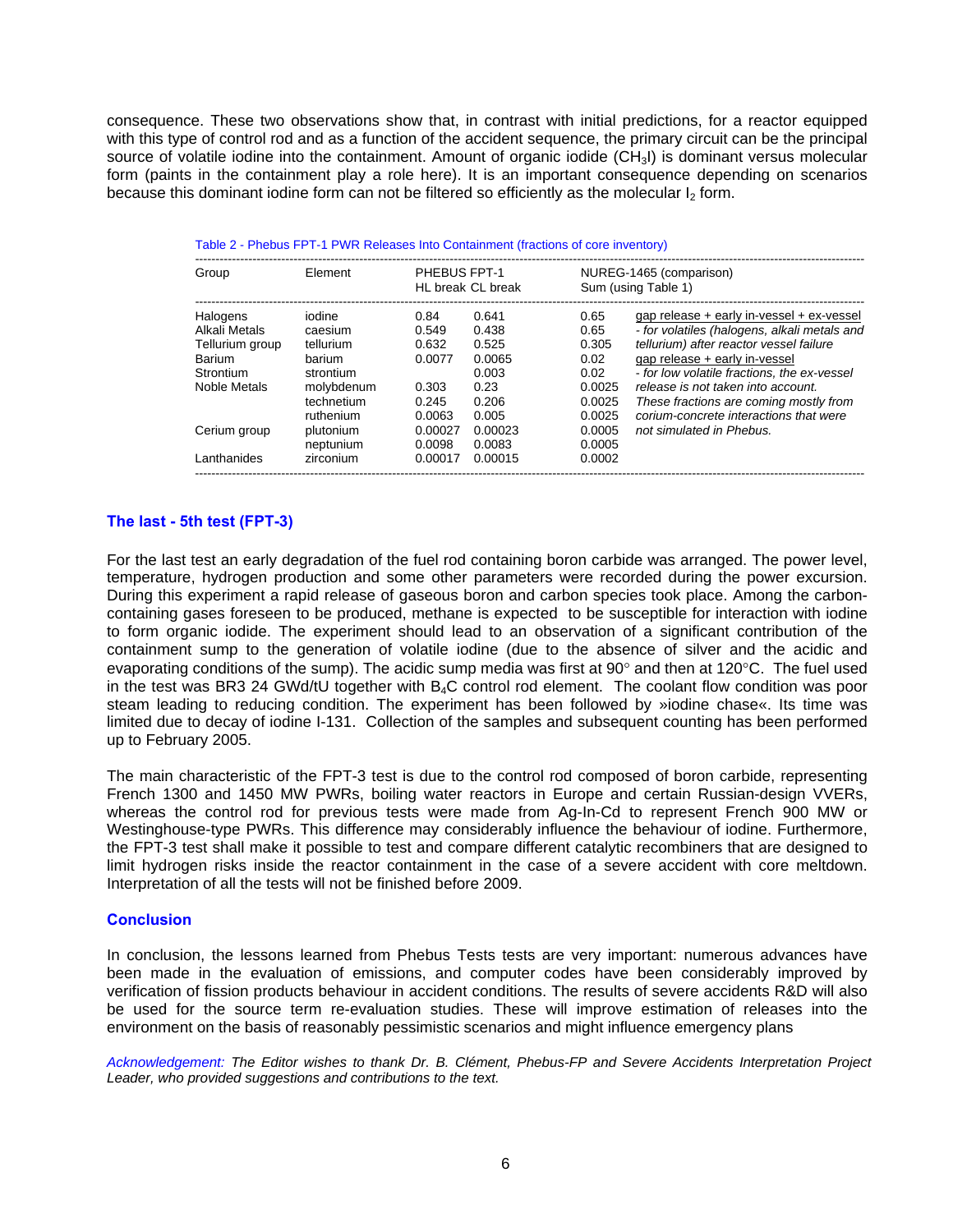consequence. These two observations show that, in contrast with initial predictions, for a reactor equipped with this type of control rod and as a function of the accident sequence, the primary circuit can be the principal source of volatile iodine into the containment. Amount of organic iodide ($CH_3I$) is dominant versus molecular form (paints in the containment play a role here). It is an important consequence depending on scenarios because this dominant iodine form can not be filtered so efficiently as the molecular $I_2$ form.

Table 2 - Phebus FPT-1 PWR Releases Into Containment (fractions of core inventory)

| Group | Element | PHEBUS FPT-1 HL break | CL break | NUREG-1465 (comparison) Sum (using Table 1) | |
|---|---|---|---|---|---|
| Halogens | iodine | 0.84 | 0.641 | 0.65 | gap release + early in-vessel + ex-vessel |
| Alkali Metals | caesium | 0.549 | 0.438 | 0.65 | *- for volatiles (halogens, alkali metals and* |
| Tellurium group | tellurium | 0.632 | 0.525 | 0.305 | *tellurium) after reactor vessel failure* |
| Barium | barium | 0.0077 | 0.0065 | 0.02 | gap release + early in-vessel |
| Strontium | strontium | | 0.003 | 0.02 | *- for low volatile fractions, the ex-vessel* |
| Noble Metals | molybdenum | 0.303 | 0.23 | 0.0025 | *release is not taken into account.* |
| | technetium | 0.245 | 0.206 | 0.0025 | *These fractions are coming mostly from* |
| | ruthenium | 0.0063 | 0.005 | 0.0025 | *corium-concrete interactions that were* |
| Cerium group | plutonium | 0.00027 | 0.00023 | 0.0005 | *not simulated in Phebus.* |
| | neptunium | 0.0098 | 0.0083 | 0.0005 | |
| Lanthanides | zirconium | 0.00017 | 0.00015 | 0.0002 | |

## The last - 5th test (FPT-3)

For the last test an early degradation of the fuel rod containing boron carbide was arranged. The power level, temperature, hydrogen production and some other parameters were recorded during the power excursion. During this experiment a rapid release of gaseous boron and carbon species took place. Among the carbon-containing gases foreseen to be produced, methane is expected to be susceptible for interaction with iodine to form organic iodide. The experiment should lead to an observation of a significant contribution of the containment sump to the generation of volatile iodine (due to the absence of silver and the acidic and evaporating conditions of the sump). The acidic sump media was first at 90° and then at 120°C. The fuel used in the test was BR3 24 GWd/tU together with $B_4C$ control rod element. The coolant flow condition was poor steam leading to reducing condition. The experiment has been followed by »iodine chase«. Its time was limited due to decay of iodine I-131. Collection of the samples and subsequent counting has been performed up to February 2005.

The main characteristic of the FPT-3 test is due to the control rod composed of boron carbide, representing French 1300 and 1450 MW PWRs, boiling water reactors in Europe and certain Russian-design VVERs, whereas the control rod for previous tests were made from Ag-In-Cd to represent French 900 MW or Westinghouse-type PWRs. This difference may considerably influence the behaviour of iodine. Furthermore, the FPT-3 test shall make it possible to test and compare different catalytic recombiners that are designed to limit hydrogen risks inside the reactor containment in the case of a severe accident with core meltdown. Interpretation of all the tests will not be finished before 2009.

## Conclusion

In conclusion, the lessons learned from Phebus Tests tests are very important: numerous advances have been made in the evaluation of emissions, and computer codes have been considerably improved by verification of fission products behaviour in accident conditions. The results of severe accidents R&D will also be used for the source term re-evaluation studies. These will improve estimation of releases into the environment on the basis of reasonably pessimistic scenarios and might influence emergency plans

*Acknowledgement: The Editor wishes to thank Dr. B. Clément, Phebus-FP and Severe Accidents Interpretation Project Leader, who provided suggestions and contributions to the text.*